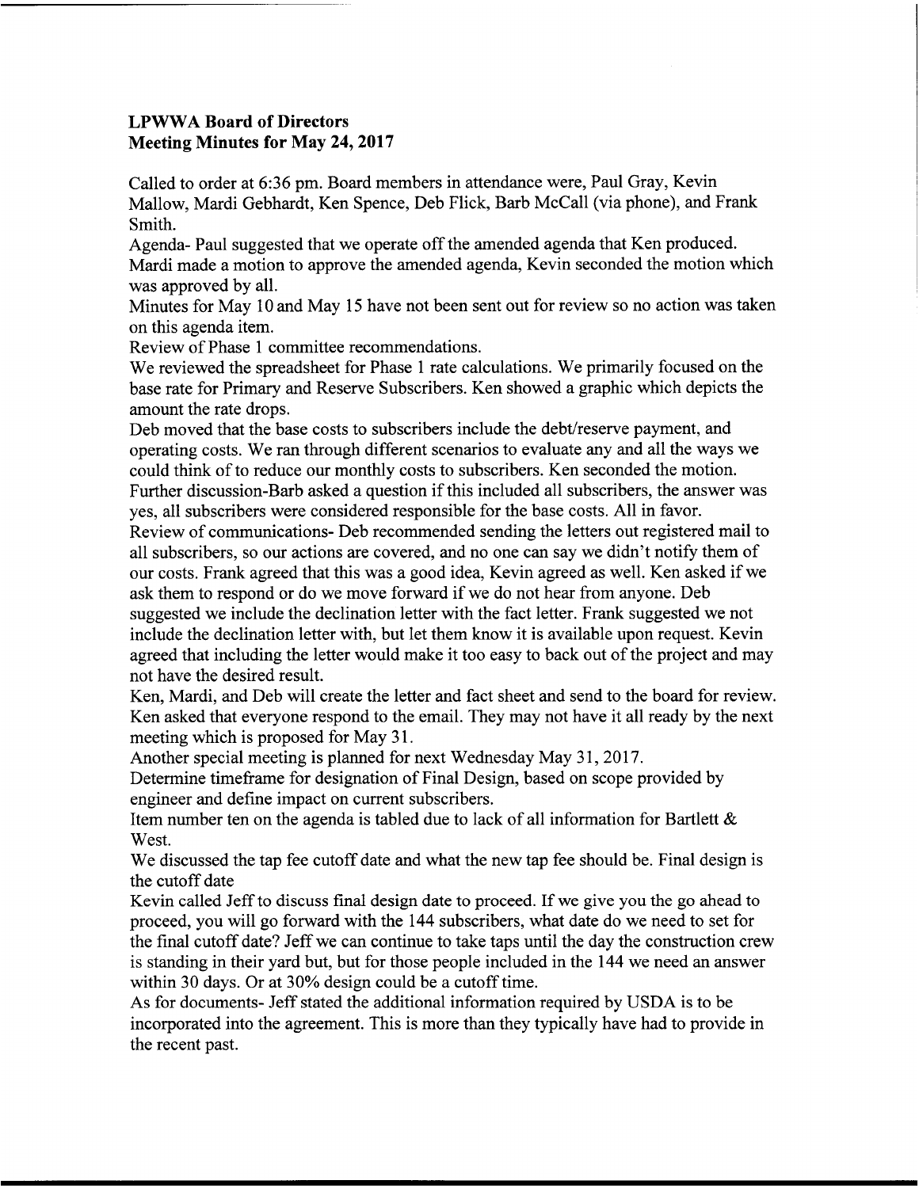**LPWWA Board of Directors**
**Meeting Minutes for May 24, 2017**

Called to order at 6:36 pm. Board members in attendance were, Paul Gray, Kevin Mallow, Mardi Gebhardt, Ken Spence, Deb Flick, Barb McCall (via phone), and Frank Smith.

Agenda- Paul suggested that we operate off the amended agenda that Ken produced. Mardi made a motion to approve the amended agenda, Kevin seconded the motion which was approved by all.

Minutes for May 10 and May 15 have not been sent out for review so no action was taken on this agenda item.

Review of Phase 1 committee recommendations.

We reviewed the spreadsheet for Phase 1 rate calculations. We primarily focused on the base rate for Primary and Reserve Subscribers. Ken showed a graphic which depicts the amount the rate drops.

Deb moved that the base costs to subscribers include the debt/reserve payment, and operating costs. We ran through different scenarios to evaluate any and all the ways we could think of to reduce our monthly costs to subscribers. Ken seconded the motion. Further discussion-Barb asked a question if this included all subscribers, the answer was yes, all subscribers were considered responsible for the base costs. All in favor.

Review of communications- Deb recommended sending the letters out registered mail to all subscribers, so our actions are covered, and no one can say we didn't notify them of our costs. Frank agreed that this was a good idea, Kevin agreed as well. Ken asked if we ask them to respond or do we move forward if we do not hear from anyone. Deb suggested we include the declination letter with the fact letter. Frank suggested we not include the declination letter with, but let them know it is available upon request. Kevin agreed that including the letter would make it too easy to back out of the project and may not have the desired result.

Ken, Mardi, and Deb will create the letter and fact sheet and send to the board for review. Ken asked that everyone respond to the email. They may not have it all ready by the next meeting which is proposed for May 31.

Another special meeting is planned for next Wednesday May 31, 2017.

Determine timeframe for designation of Final Design, based on scope provided by engineer and define impact on current subscribers.

Item number ten on the agenda is tabled due to lack of all information for Bartlett & West.

We discussed the tap fee cutoff date and what the new tap fee should be. Final design is the cutoff date

Kevin called Jeff to discuss final design date to proceed. If we give you the go ahead to proceed, you will go forward with the 144 subscribers, what date do we need to set for the final cutoff date? Jeff we can continue to take taps until the day the construction crew is standing in their yard but, but for those people included in the 144 we need an answer within 30 days. Or at 30% design could be a cutoff time.

As for documents- Jeff stated the additional information required by USDA is to be incorporated into the agreement. This is more than they typically have had to provide in the recent past.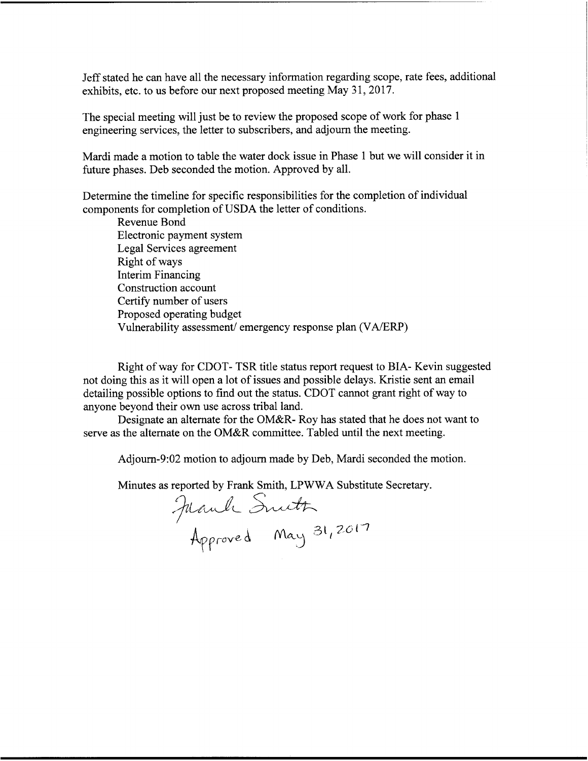Jeff stated he can have all the necessary information regarding scope, rate fees, additional exhibits, etc. to us before our next proposed meeting May 31, 2017.

The special meeting will just be to review the proposed scope of work for phase 1 engineering services, the letter to subscribers, and adjourn the meeting.

Mardi made a motion to table the water dock issue in Phase 1 but we will consider it in future phases. Deb seconded the motion. Approved by all.

Determine the timeline for specific responsibilities for the completion of individual components for completion of USDA the letter of conditions.

- Revenue Bond
- Electronic payment system
- Legal Services agreement
- Right of ways
- Interim Financing
- Construction account
- Certify number of users
- Proposed operating budget
- Vulnerability assessment/ emergency response plan (VA/ERP)

Right of way for CDOT- TSR title status report request to BIA- Kevin suggested not doing this as it will open a lot of issues and possible delays. Kristie sent an email detailing possible options to find out the status. CDOT cannot grant right of way to anyone beyond their own use across tribal land.

Designate an alternate for the OM&R- Roy has stated that he does not want to serve as the alternate on the OM&R committee. Tabled until the next meeting.

Adjourn-9:02 motion to adjourn made by Deb, Mardi seconded the motion.

Minutes as reported by Frank Smith, LPWWA Substitute Secretary.

Frank Smith

Approved May 31, 2017